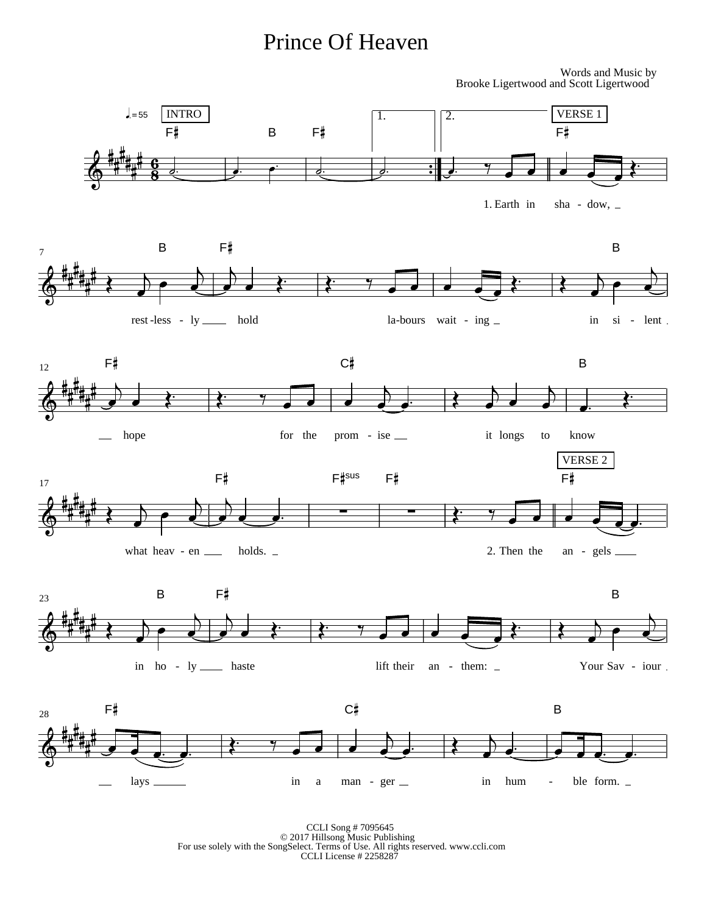# Prince Of Heaven

Words and Music by
Brooke Ligertwood and Scott Ligertwood

INTRO

VERSE 1

1. Earth in shadow, restlessly hold labours waiting in silent hope for the promise it longs to know what heaven holds.

VERSE 2

2. Then the angels in holy haste lift their anthem: Your Saviour lays in a manger in humble form.

CCLI Song # 7095645
© 2017 Hillsong Music Publishing
For use solely with the SongSelect. Terms of Use. All rights reserved. www.ccli.com
CCLI License # 2258287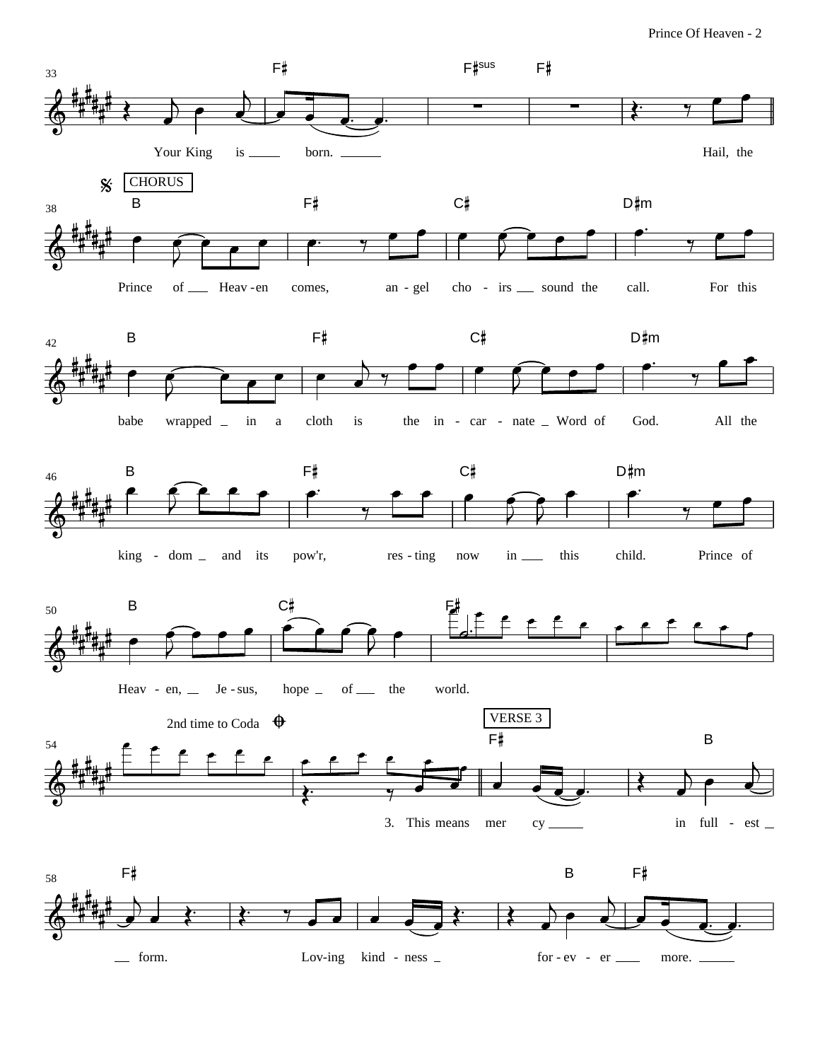Prince Of Heaven

**33** F♯ F♯sus F♯

Your King is born. Hail, the

**38** CHORUS

B F♯ C♯ D♯m

Prince of Heav-en comes, an-gel cho-irs sound the call. For this

**42** B F♯ C♯ D♯m

babe wrapped in a cloth is the in-car-nate Word of God. All the

**46** B F♯ C♯ D♯m

king-dom and its pow'r, res-ting now in this child. Prince of

**50** B C♯ F♯

Heav-en, Je-sus, hope of the world.

**54** 2nd time to Coda

VERSE 3

F♯ B

3. This means mer cy in full-est

**58** F♯ B F♯

form. Lov-ing kind-ness for-ev-er more.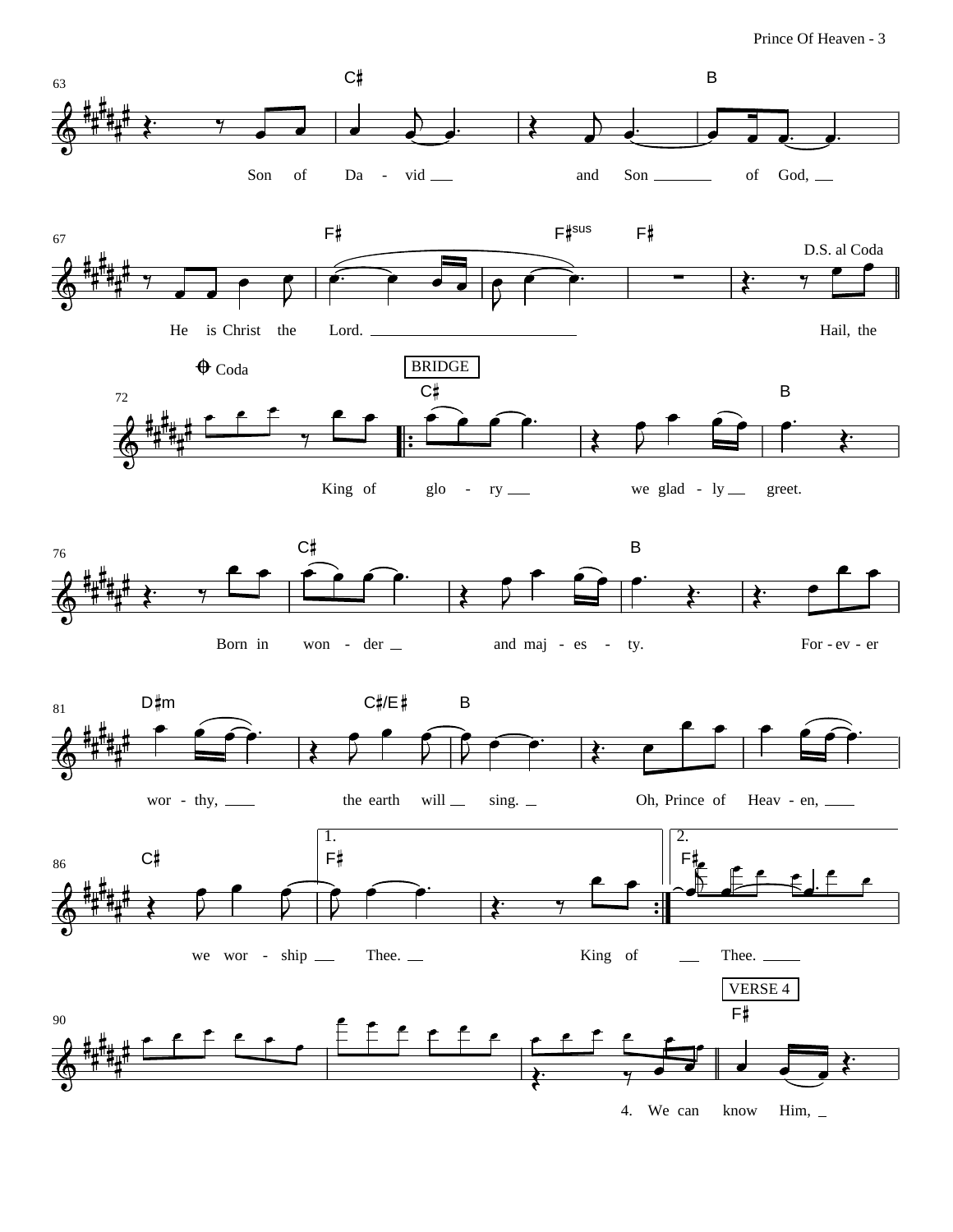63

C♯ B

Son of Da - vid ___ and Son ___ of God, ___

67

F♯ F♯sus F♯

D.S. al Coda

He is Christ the Lord. ___ Hail, the

Coda

BRIDGE

72

C♯ B

King of glo - ry ___ we glad - ly ___ greet.

76

C♯ B

Born in won - der ___ and maj - es - ty. For - ev - er

81

D♯m C♯/E♯ B

wor - thy, ___ the earth will ___ sing. ___ Oh, Prince of Heav - en, ___

86

C♯ 1. F♯ 2. F♯

we wor - ship ___ Thee. ___ King of ___ Thee. ___

VERSE 4

90

F♯

4. We can know Him, ___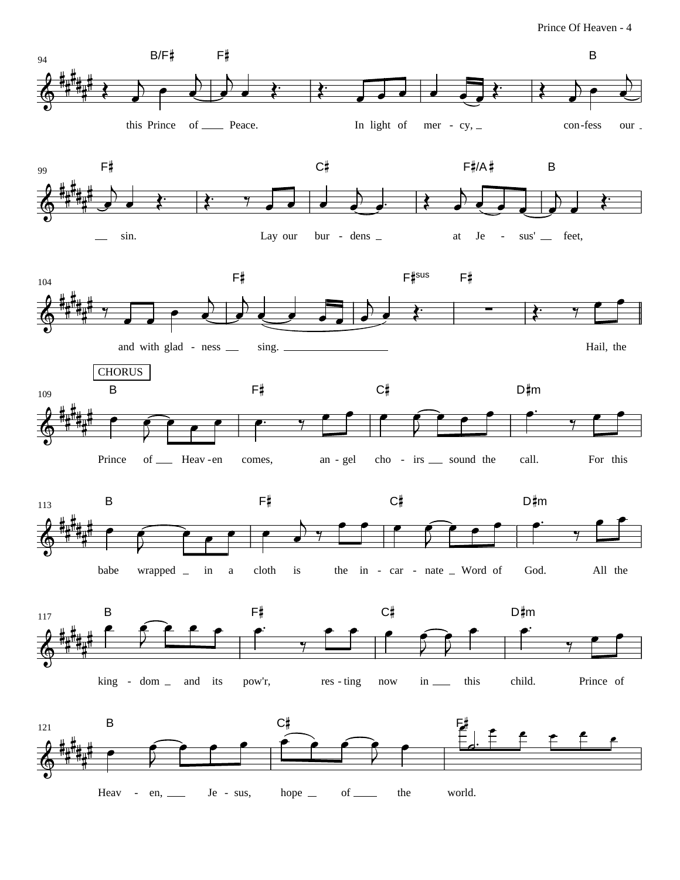94

B/F♯ F♯ B

this Prince of ___ Peace. In light of mer - cy, _ con-fess our _

99

F♯ C♯ F♯/A♯ B

___ sin. Lay our bur - dens _ at Je - sus' ___ feet,

104

F♯ F♯sus F♯

and with glad - ness ___ sing. ___ Hail, the

CHORUS

109

B F♯ C♯ D♯m

Prince of ___ Heav-en comes, an - gel cho - irs ___ sound the call. For this

113

B F♯ C♯ D♯m

babe wrapped _ in a cloth is the in - car - nate _ Word of God. All the

117

B F♯ C♯ D♯m

king - dom _ and its pow'r, res-ting now in ___ this child. Prince of

121

B C♯ F♯

Heav - en, ___ Je - sus, hope _ of ___ the world.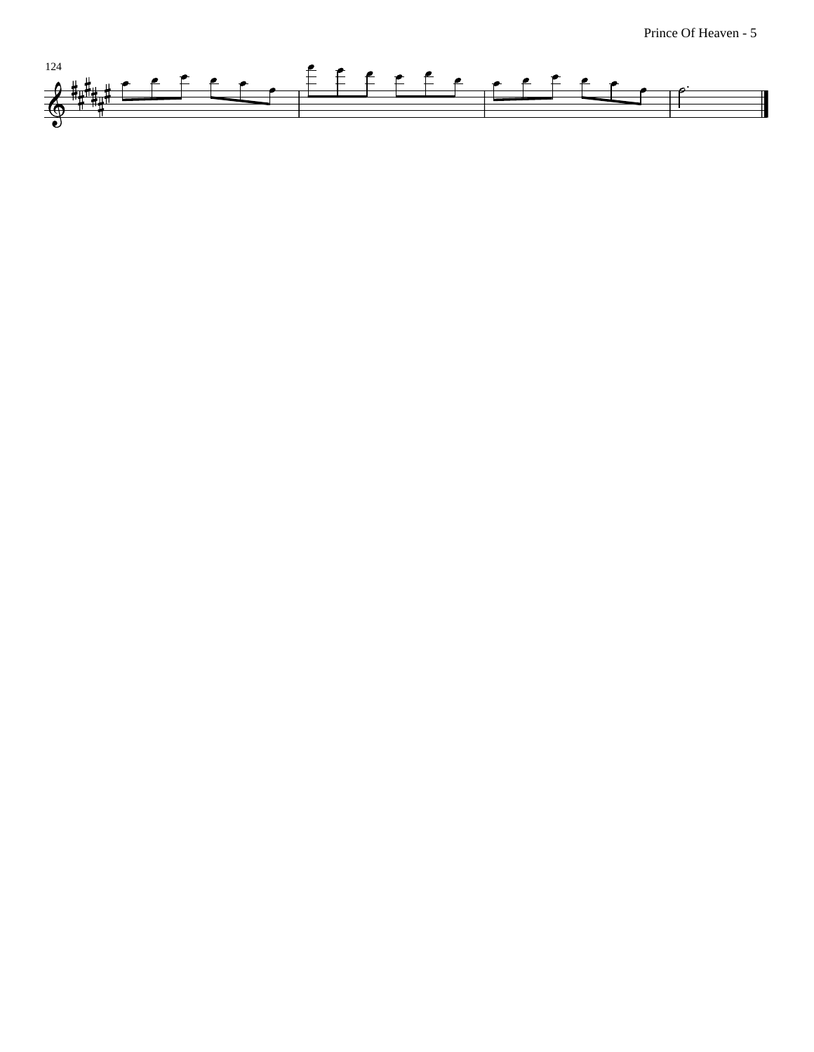124